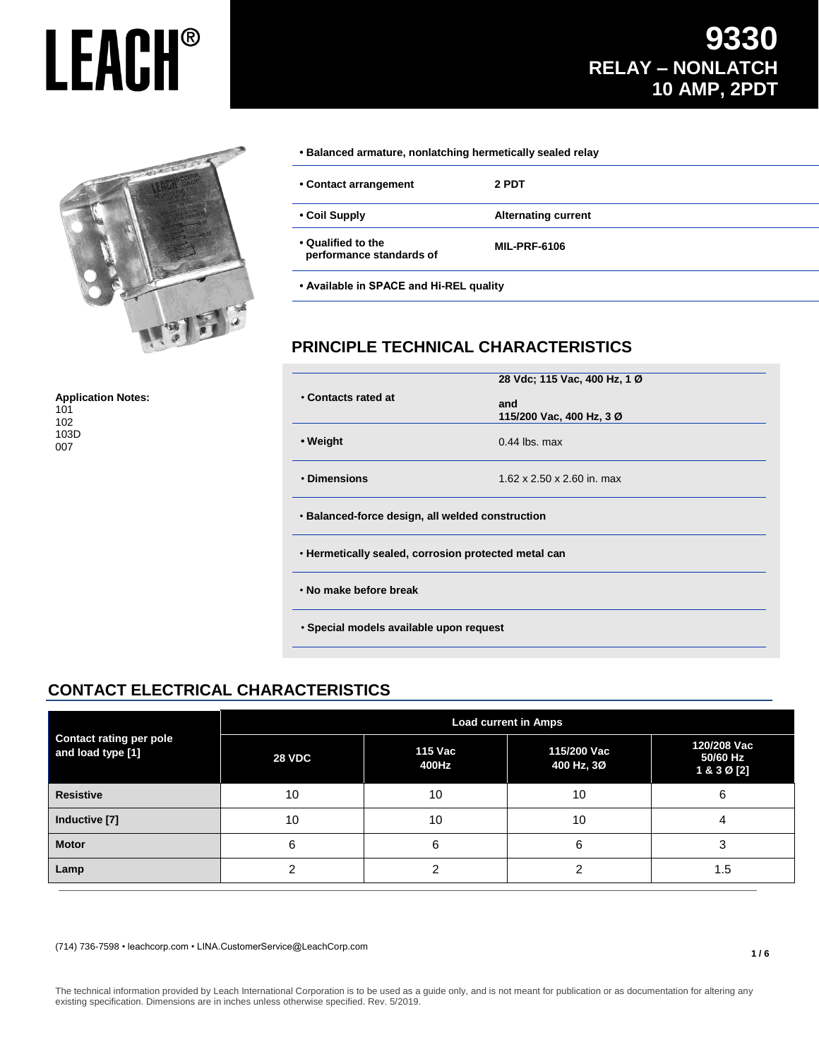# LEACH®

# 9330 RELAY – NONLATCH 10 AMP, 2PDT

- **Balanced armature, nonlatching hermetically sealed relay**

| | |
|---|---|
| **• Contact arrangement** | **2 PDT** |
| **• Coil Supply** | **Alternating current** |
| **• Qualified to the performance standards of** | **MIL-PRF-6106** |

- **Available in SPACE and Hi-REL quality**

**Application Notes:**
101
102
103D
007

## PRINCIPLE TECHNICAL CHARACTERISTICS

| | |
|---|---|
| • **Contacts rated at** | **28 Vdc; 115 Vac, 400 Hz, 1 Ø and 115/200 Vac, 400 Hz, 3 Ø** |
| **• Weight** | 0.44 lbs. max |
| • **Dimensions** | 1.62 x 2.50 x 2.60 in. max |

- **Balanced-force design, all welded construction**
- **Hermetically sealed, corrosion protected metal can**
- **No make before break**
- **Special models available upon request**

## CONTACT ELECTRICAL CHARACTERISTICS

| Contact rating per pole and load type [1] | Load current in Amps | | | |
|---|---|---|---|---|
| | 28 VDC | 115 Vac 400Hz | 115/200 Vac 400 Hz, 3Ø | 120/208 Vac 50/60 Hz 1 & 3 Ø [2] |
| **Resistive** | 10 | 10 | 10 | 6 |
| **Inductive [7]** | 10 | 10 | 10 | 4 |
| **Motor** | 6 | 6 | 6 | 3 |
| **Lamp** | 2 | 2 | 2 | 1.5 |

(714) 736-7598 • leachcorp.com • LINA.CustomerService@LeachCorp.com

The technical information provided by Leach International Corporation is to be used as a guide only, and is not meant for publication or as documentation for altering any existing specification. Dimensions are in inches unless otherwise specified. Rev. 5/2019.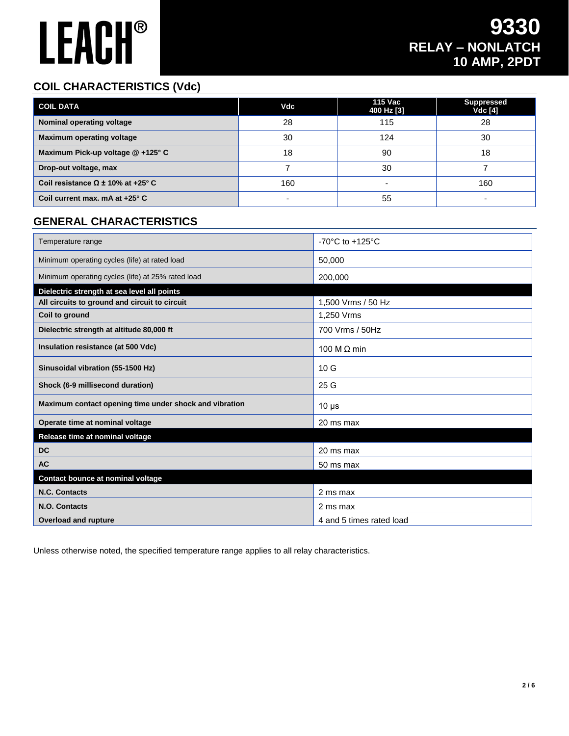# LEACH®

# 9330
## RELAY – NONLATCH
## 10 AMP, 2PDT

## COIL CHARACTERISTICS (Vdc)

| COIL DATA | Vdc | 115 Vac 400 Hz [3] | Suppressed Vdc [4] |
|---|---|---|---|
| **Nominal operating voltage** | 28 | 115 | 28 |
| **Maximum operating voltage** | 30 | 124 | 30 |
| **Maximum Pick-up voltage @ +125° C** | 18 | 90 | 18 |
| **Drop-out voltage, max** | 7 | 30 | 7 |
| **Coil resistance Ω ± 10% at +25° C** | 160 | - | 160 |
| **Coil current max. mA at +25° C** | - | 55 | - |

## GENERAL CHARACTERISTICS

| | |
|---|---|
| Temperature range | -70°C to +125°C |
| Minimum operating cycles (life) at rated load | 50,000 |
| Minimum operating cycles (life) at 25% rated load | 200,000 |
| **Dielectric strength at sea level all points** | |
| **All circuits to ground and circuit to circuit** | 1,500 Vrms / 50 Hz |
| **Coil to ground** | 1,250 Vrms |
| **Dielectric strength at altitude 80,000 ft** | 700 Vrms / 50Hz |
| **Insulation resistance (at 500 Vdc)** | 100 M Ω min |
| **Sinusoidal vibration (55-1500 Hz)** | 10 G |
| **Shock (6-9 millisecond duration)** | 25 G |
| **Maximum contact opening time under shock and vibration** | 10 µs |
| **Operate time at nominal voltage** | 20 ms max |
| **Release time at nominal voltage** | |
| **DC** | 20 ms max |
| **AC** | 50 ms max |
| **Contact bounce at nominal voltage** | |
| **N.C. Contacts** | 2 ms max |
| **N.O. Contacts** | 2 ms max |
| **Overload and rupture** | 4 and 5 times rated load |

Unless otherwise noted, the specified temperature range applies to all relay characteristics.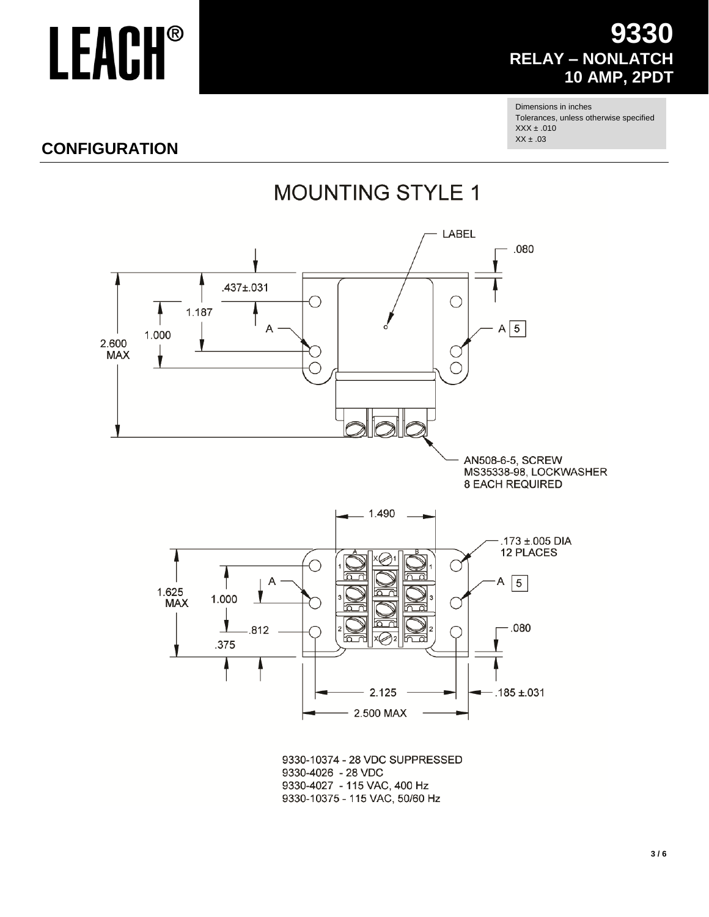# LEACH®

## 9330
## RELAY – NONLATCH
## 10 AMP, 2PDT

Dimensions in inches
Tolerances, unless otherwise specified
XXX ± .010
XX ± .03

## CONFIGURATION

### MOUNTING STYLE 1

LABEL
.080
.437±.031
1.187
1.000
2.600 MAX
A
A 5

AN508-6-5, SCREW
MS35338-98, LOCKWASHER
8 EACH REQUIRED

1.490
.173 ±.005 DIA
12 PLACES
1.625 MAX
1.000
.812
.375
A
A 5
.080
2.125
.185 ±.031
2.500 MAX

9330-10374 - 28 VDC SUPPRESSED
9330-4026 - 28 VDC
9330-4027 - 115 VAC, 400 Hz
9330-10375 - 115 VAC, 50/60 Hz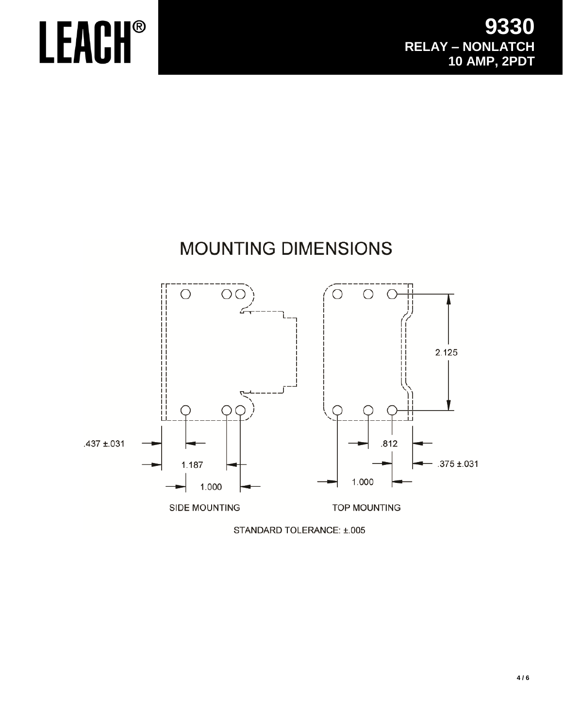# LEACH®

## 9330
## RELAY – NONLATCH
## 10 AMP, 2PDT

## MOUNTING DIMENSIONS

.437 ±.031

1.187

1.000

SIDE MOUNTING

2.125

.812

.375 ±.031

1.000

TOP MOUNTING

STANDARD TOLERANCE: ±.005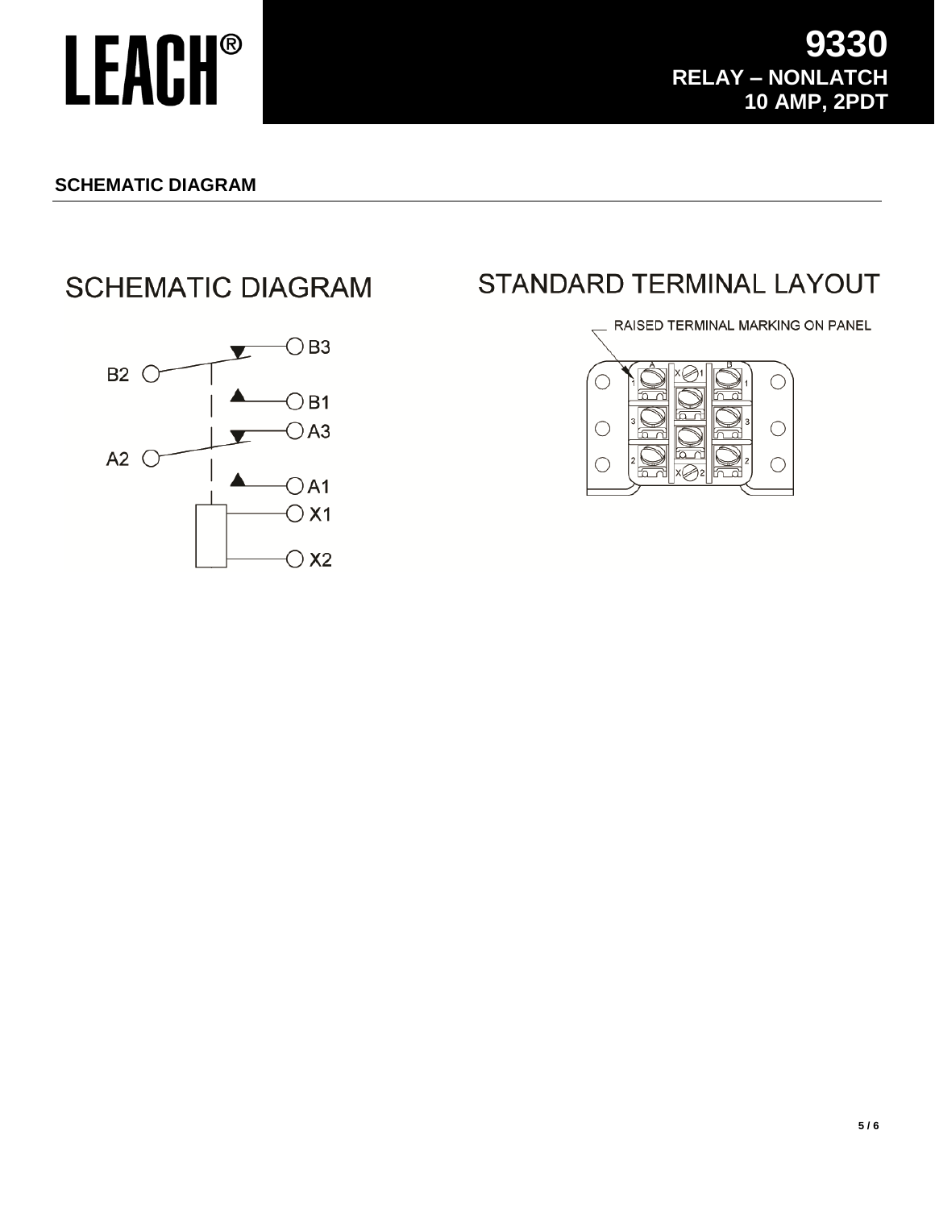# 9330
## RELAY – NONLATCH
## 10 AMP, 2PDT

### SCHEMATIC DIAGRAM

SCHEMATIC DIAGRAM

B2, B3, B1, A2, A3, A1, X1, X2

STANDARD TERMINAL LAYOUT

RAISED TERMINAL MARKING ON PANEL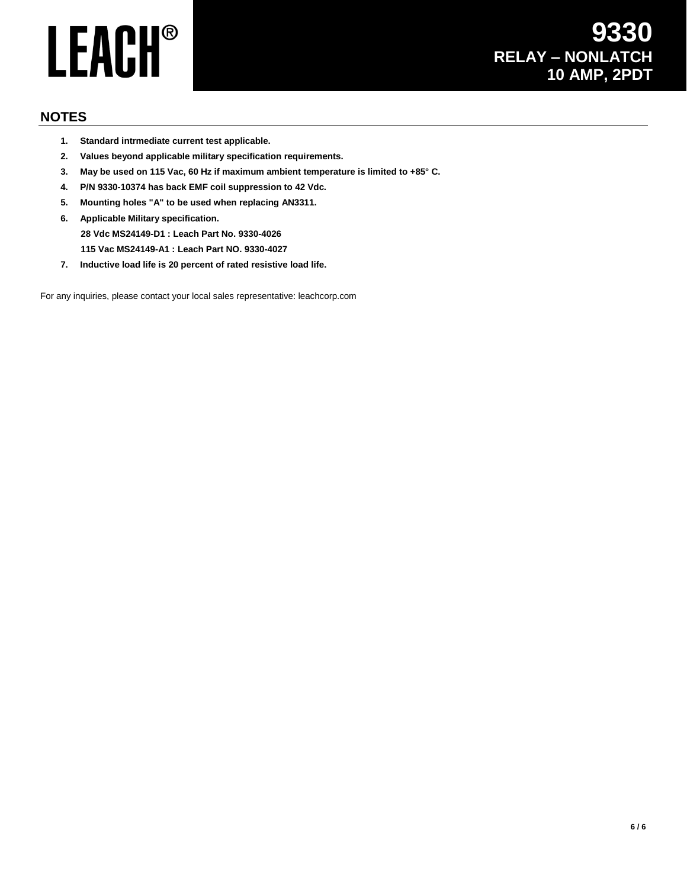## NOTES

1. **Standard intrmediate current test applicable.**
2. **Values beyond applicable military specification requirements.**
3. **May be used on 115 Vac, 60 Hz if maximum ambient temperature is limited to +85° C.**
4. **P/N 9330-10374 has back EMF coil suppression to 42 Vdc.**
5. **Mounting holes "A" to be used when replacing AN3311.**
6. **Applicable Military specification.**
   **28 Vdc MS24149-D1 : Leach Part No. 9330-4026**
   **115 Vac MS24149-A1 : Leach Part NO. 9330-4027**
7. **Inductive load life is 20 percent of rated resistive load life.**

For any inquiries, please contact your local sales representative: leachcorp.com